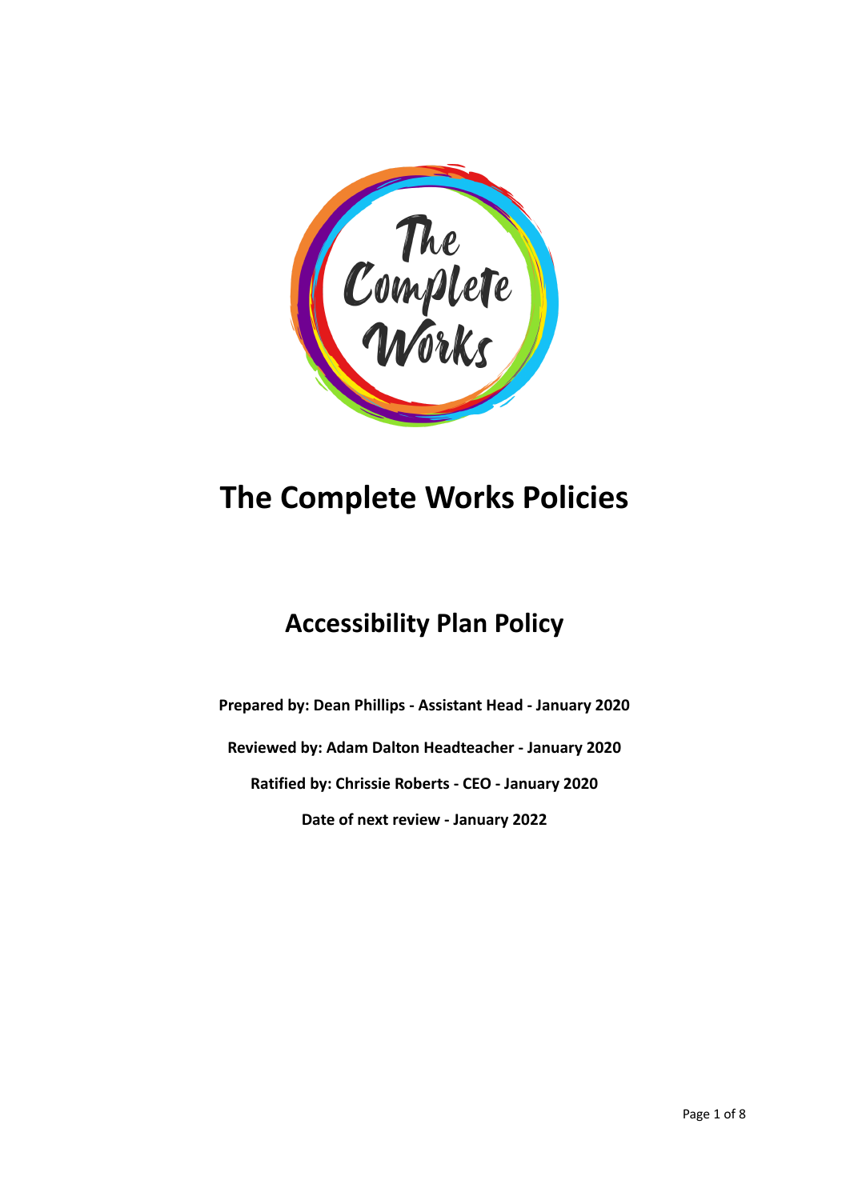# The Complete Works Policies

## Accessibility Plan Policy

**Prepared by: Dean Phillips - Assistant Head - January 2020**

**Reviewed by: Adam Dalton Headteacher - January 2020**

**Ratified by: Chrissie Roberts - CEO - January 2020**

**Date of next review - January 2022**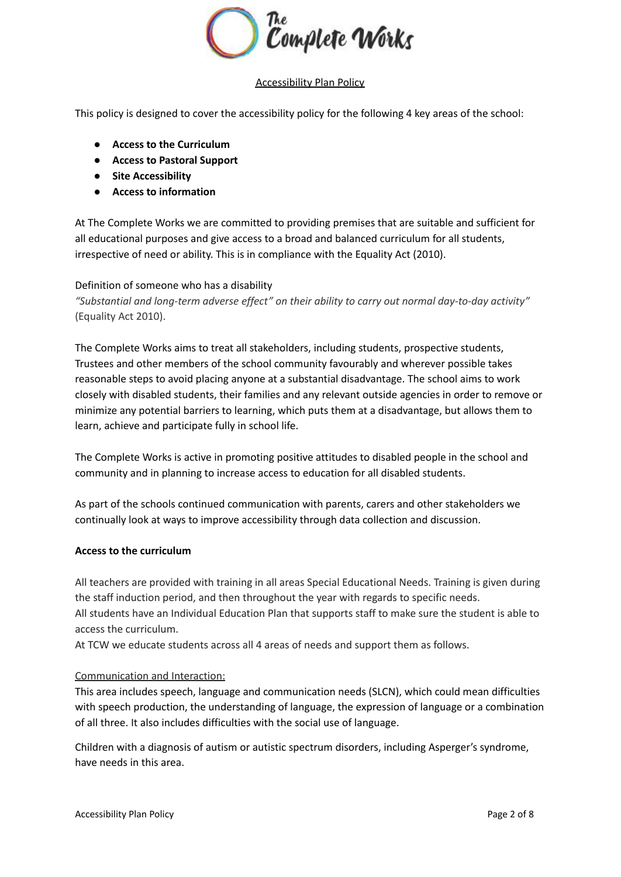Accessibility Plan Policy

This policy is designed to cover the accessibility policy for the following 4 key areas of the school:

- **Access to the Curriculum**
- **Access to Pastoral Support**
- **Site Accessibility**
- **Access to information**

At The Complete Works we are committed to providing premises that are suitable and sufficient for all educational purposes and give access to a broad and balanced curriculum for all students, irrespective of need or ability. This is in compliance with the Equality Act (2010).

Definition of someone who has a disability
*"Substantial and long-term adverse effect" on their ability to carry out normal day-to-day activity"* (Equality Act 2010).

The Complete Works aims to treat all stakeholders, including students, prospective students, Trustees and other members of the school community favourably and wherever possible takes reasonable steps to avoid placing anyone at a substantial disadvantage. The school aims to work closely with disabled students, their families and any relevant outside agencies in order to remove or minimize any potential barriers to learning, which puts them at a disadvantage, but allows them to learn, achieve and participate fully in school life.

The Complete Works is active in promoting positive attitudes to disabled people in the school and community and in planning to increase access to education for all disabled students.

As part of the schools continued communication with parents, carers and other stakeholders we continually look at ways to improve accessibility through data collection and discussion.

**Access to the curriculum**

All teachers are provided with training in all areas Special Educational Needs. Training is given during the staff induction period, and then throughout the year with regards to specific needs.
All students have an Individual Education Plan that supports staff to make sure the student is able to access the curriculum.
At TCW we educate students across all 4 areas of needs and support them as follows.

Communication and Interaction:

This area includes speech, language and communication needs (SLCN), which could mean difficulties with speech production, the understanding of language, the expression of language or a combination of all three. It also includes difficulties with the social use of language.

Children with a diagnosis of autism or autistic spectrum disorders, including Asperger's syndrome, have needs in this area.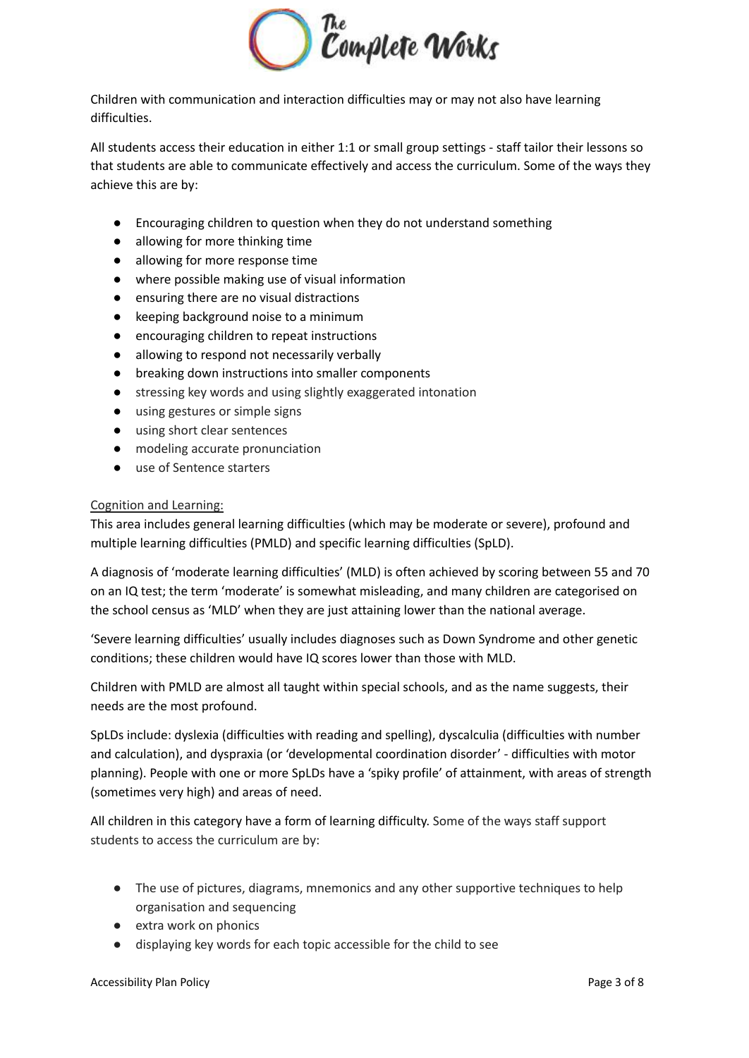Children with communication and interaction difficulties may or may not also have learning difficulties.

All students access their education in either 1:1 or small group settings - staff tailor their lessons so that students are able to communicate effectively and access the curriculum. Some of the ways they achieve this are by:

- Encouraging children to question when they do not understand something
- allowing for more thinking time
- allowing for more response time
- where possible making use of visual information
- ensuring there are no visual distractions
- keeping background noise to a minimum
- encouraging children to repeat instructions
- allowing to respond not necessarily verbally
- breaking down instructions into smaller components
- stressing key words and using slightly exaggerated intonation
- using gestures or simple signs
- using short clear sentences
- modeling accurate pronunciation
- use of Sentence starters

<u>Cognition and Learning:</u>

This area includes general learning difficulties (which may be moderate or severe), profound and multiple learning difficulties (PMLD) and specific learning difficulties (SpLD).

A diagnosis of 'moderate learning difficulties' (MLD) is often achieved by scoring between 55 and 70 on an IQ test; the term 'moderate' is somewhat misleading, and many children are categorised on the school census as 'MLD' when they are just attaining lower than the national average.

'Severe learning difficulties' usually includes diagnoses such as Down Syndrome and other genetic conditions; these children would have IQ scores lower than those with MLD.

Children with PMLD are almost all taught within special schools, and as the name suggests, their needs are the most profound.

SpLDs include: dyslexia (difficulties with reading and spelling), dyscalculia (difficulties with number and calculation), and dyspraxia (or 'developmental coordination disorder' - difficulties with motor planning). People with one or more SpLDs have a 'spiky profile' of attainment, with areas of strength (sometimes very high) and areas of need.

All children in this category have a form of learning difficulty. Some of the ways staff support students to access the curriculum are by:

- The use of pictures, diagrams, mnemonics and any other supportive techniques to help organisation and sequencing
- extra work on phonics
- displaying key words for each topic accessible for the child to see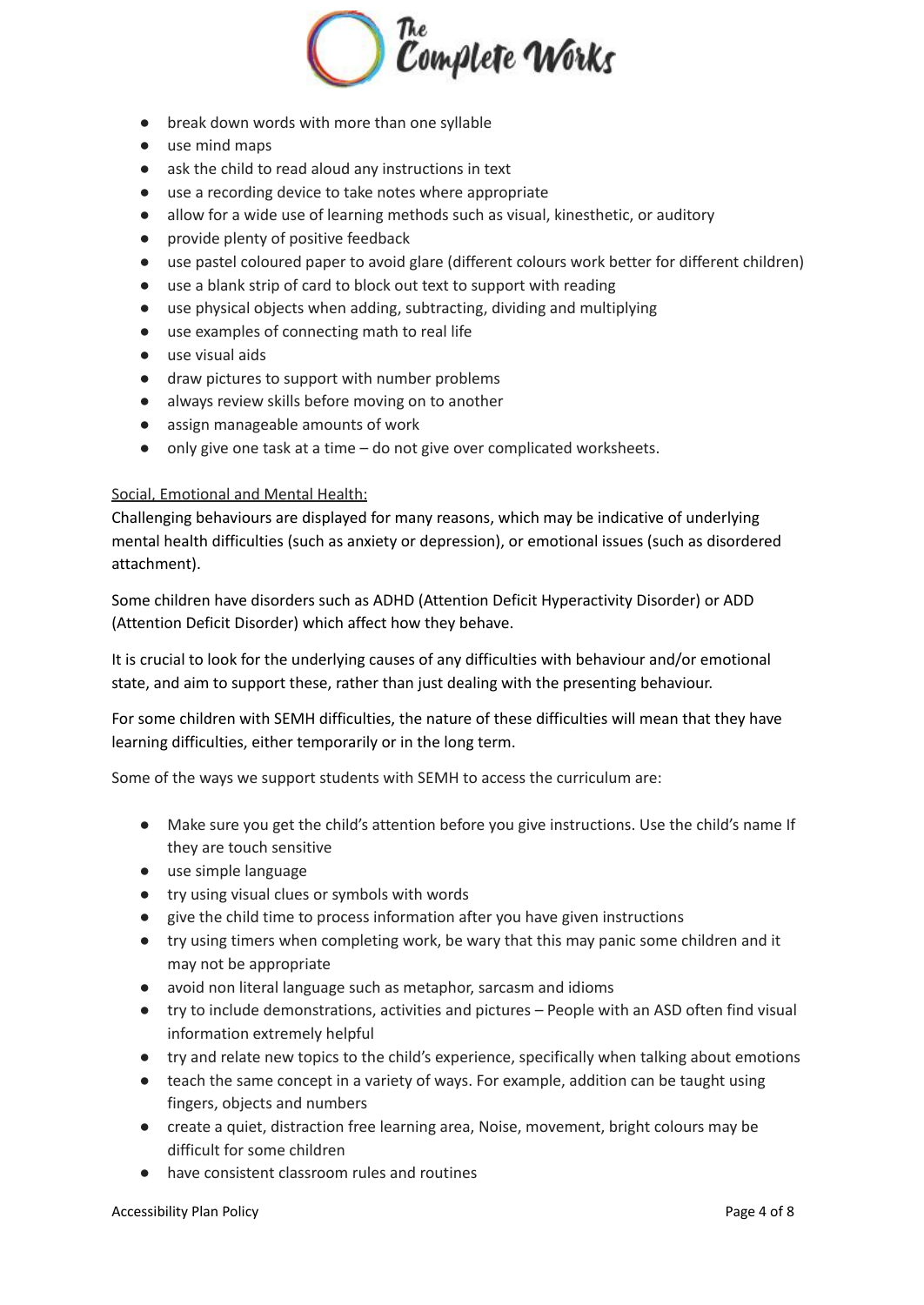- break down words with more than one syllable
- use mind maps
- ask the child to read aloud any instructions in text
- use a recording device to take notes where appropriate
- allow for a wide use of learning methods such as visual, kinesthetic, or auditory
- provide plenty of positive feedback
- use pastel coloured paper to avoid glare (different colours work better for different children)
- use a blank strip of card to block out text to support with reading
- use physical objects when adding, subtracting, dividing and multiplying
- use examples of connecting math to real life
- use visual aids
- draw pictures to support with number problems
- always review skills before moving on to another
- assign manageable amounts of work
- only give one task at a time – do not give over complicated worksheets.

<u>Social, Emotional and Mental Health:</u>

Challenging behaviours are displayed for many reasons, which may be indicative of underlying mental health difficulties (such as anxiety or depression), or emotional issues (such as disordered attachment).

Some children have disorders such as ADHD (Attention Deficit Hyperactivity Disorder) or ADD (Attention Deficit Disorder) which affect how they behave.

It is crucial to look for the underlying causes of any difficulties with behaviour and/or emotional state, and aim to support these, rather than just dealing with the presenting behaviour.

For some children with SEMH difficulties, the nature of these difficulties will mean that they have learning difficulties, either temporarily or in the long term.

Some of the ways we support students with SEMH to access the curriculum are:

- Make sure you get the child's attention before you give instructions. Use the child's name If they are touch sensitive
- use simple language
- try using visual clues or symbols with words
- give the child time to process information after you have given instructions
- try using timers when completing work, be wary that this may panic some children and it may not be appropriate
- avoid non literal language such as metaphor, sarcasm and idioms
- try to include demonstrations, activities and pictures – People with an ASD often find visual information extremely helpful
- try and relate new topics to the child's experience, specifically when talking about emotions
- teach the same concept in a variety of ways. For example, addition can be taught using fingers, objects and numbers
- create a quiet, distraction free learning area, Noise, movement, bright colours may be difficult for some children
- have consistent classroom rules and routines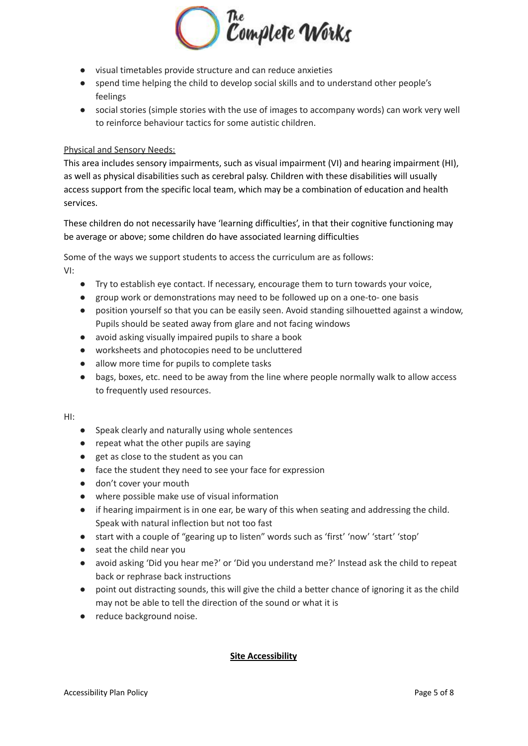- visual timetables provide structure and can reduce anxieties
- spend time helping the child to develop social skills and to understand other people's feelings
- social stories (simple stories with the use of images to accompany words) can work very well to reinforce behaviour tactics for some autistic children.

Physical and Sensory Needs:

This area includes sensory impairments, such as visual impairment (VI) and hearing impairment (HI), as well as physical disabilities such as cerebral palsy. Children with these disabilities will usually access support from the specific local team, which may be a combination of education and health services.

These children do not necessarily have 'learning difficulties', in that their cognitive functioning may be average or above; some children do have associated learning difficulties

Some of the ways we support students to access the curriculum are as follows:

VI:

- Try to establish eye contact. If necessary, encourage them to turn towards your voice,
- group work or demonstrations may need to be followed up on a one-to- one basis
- position yourself so that you can be easily seen. Avoid standing silhouetted against a window, Pupils should be seated away from glare and not facing windows
- avoid asking visually impaired pupils to share a book
- worksheets and photocopies need to be uncluttered
- allow more time for pupils to complete tasks
- bags, boxes, etc. need to be away from the line where people normally walk to allow access to frequently used resources.

HI:

- Speak clearly and naturally using whole sentences
- repeat what the other pupils are saying
- get as close to the student as you can
- face the student they need to see your face for expression
- don't cover your mouth
- where possible make use of visual information
- if hearing impairment is in one ear, be wary of this when seating and addressing the child. Speak with natural inflection but not too fast
- start with a couple of "gearing up to listen" words such as 'first' 'now' 'start' 'stop'
- seat the child near you
- avoid asking 'Did you hear me?' or 'Did you understand me?' Instead ask the child to repeat back or rephrase back instructions
- point out distracting sounds, this will give the child a better chance of ignoring it as the child may not be able to tell the direction of the sound or what it is
- reduce background noise.

## Site Accessibility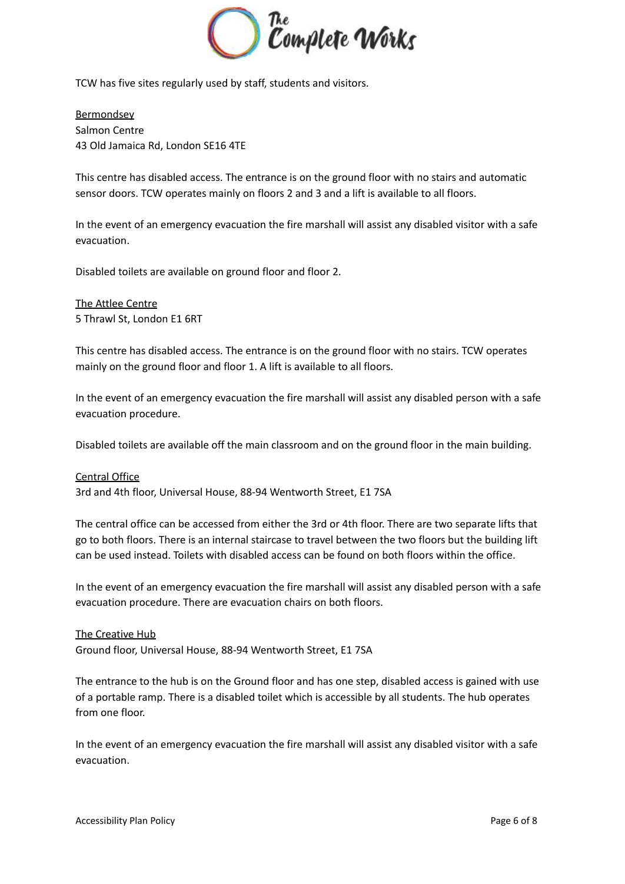TCW has five sites regularly used by staff, students and visitors.

<u>Bermondsey</u>
Salmon Centre
43 Old Jamaica Rd, London SE16 4TE

This centre has disabled access. The entrance is on the ground floor with no stairs and automatic sensor doors. TCW operates mainly on floors 2 and 3 and a lift is available to all floors.

In the event of an emergency evacuation the fire marshall will assist any disabled visitor with a safe evacuation.

Disabled toilets are available on ground floor and floor 2.

<u>The Attlee Centre</u>
5 Thrawl St, London E1 6RT

This centre has disabled access. The entrance is on the ground floor with no stairs. TCW operates mainly on the ground floor and floor 1. A lift is available to all floors.

In the event of an emergency evacuation the fire marshall will assist any disabled person with a safe evacuation procedure.

Disabled toilets are available off the main classroom and on the ground floor in the main building.

<u>Central Office</u>
3rd and 4th floor, Universal House, 88-94 Wentworth Street, E1 7SA

The central office can be accessed from either the 3rd or 4th floor. There are two separate lifts that go to both floors. There is an internal staircase to travel between the two floors but the building lift can be used instead. Toilets with disabled access can be found on both floors within the office.

In the event of an emergency evacuation the fire marshall will assist any disabled person with a safe evacuation procedure. There are evacuation chairs on both floors.

<u>The Creative Hub</u>
Ground floor, Universal House, 88-94 Wentworth Street, E1 7SA

The entrance to the hub is on the Ground floor and has one step, disabled access is gained with use of a portable ramp. There is a disabled toilet which is accessible by all students. The hub operates from one floor.

In the event of an emergency evacuation the fire marshall will assist any disabled visitor with a safe evacuation.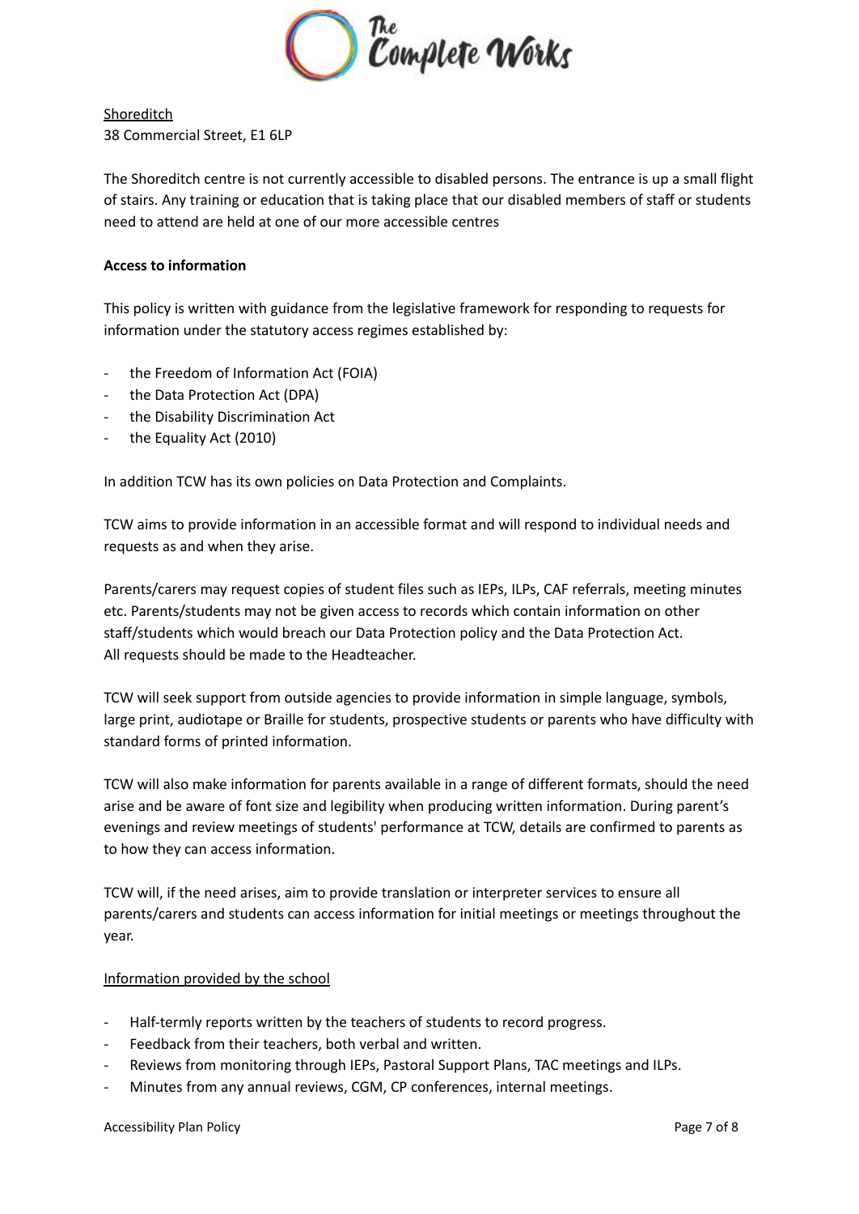Shoreditch
38 Commercial Street, E1 6LP

The Shoreditch centre is not currently accessible to disabled persons. The entrance is up a small flight of stairs. Any training or education that is taking place that our disabled members of staff or students need to attend are held at one of our more accessible centres

**Access to information**

This policy is written with guidance from the legislative framework for responding to requests for information under the statutory access regimes established by:

- the Freedom of Information Act (FOIA)
- the Data Protection Act (DPA)
- the Disability Discrimination Act
- the Equality Act (2010)

In addition TCW has its own policies on Data Protection and Complaints.

TCW aims to provide information in an accessible format and will respond to individual needs and requests as and when they arise.

Parents/carers may request copies of student files such as IEPs, ILPs, CAF referrals, meeting minutes etc. Parents/students may not be given access to records which contain information on other staff/students which would breach our Data Protection policy and the Data Protection Act.
All requests should be made to the Headteacher.

TCW will seek support from outside agencies to provide information in simple language, symbols, large print, audiotape or Braille for students, prospective students or parents who have difficulty with standard forms of printed information.

TCW will also make information for parents available in a range of different formats, should the need arise and be aware of font size and legibility when producing written information. During parent's evenings and review meetings of students' performance at TCW, details are confirmed to parents as to how they can access information.

TCW will, if the need arises, aim to provide translation or interpreter services to ensure all parents/carers and students can access information for initial meetings or meetings throughout the year.

Information provided by the school

- Half-termly reports written by the teachers of students to record progress.
- Feedback from their teachers, both verbal and written.
- Reviews from monitoring through IEPs, Pastoral Support Plans, TAC meetings and ILPs.
- Minutes from any annual reviews, CGM, CP conferences, internal meetings.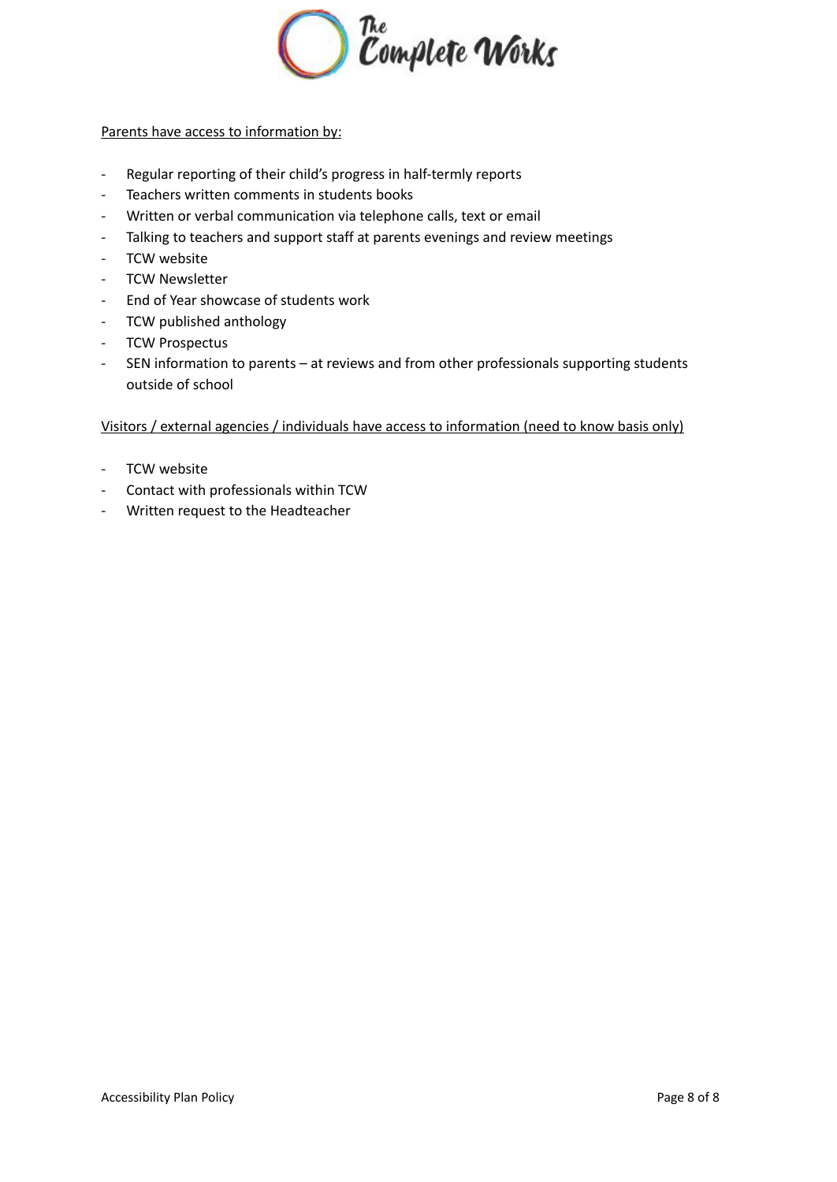Parents have access to information by:

- Regular reporting of their child's progress in half-termly reports
- Teachers written comments in students books
- Written or verbal communication via telephone calls, text or email
- Talking to teachers and support staff at parents evenings and review meetings
- TCW website
- TCW Newsletter
- End of Year showcase of students work
- TCW published anthology
- TCW Prospectus
- SEN information to parents – at reviews and from other professionals supporting students outside of school

Visitors / external agencies / individuals have access to information (need to know basis only)

- TCW website
- Contact with professionals within TCW
- Written request to the Headteacher